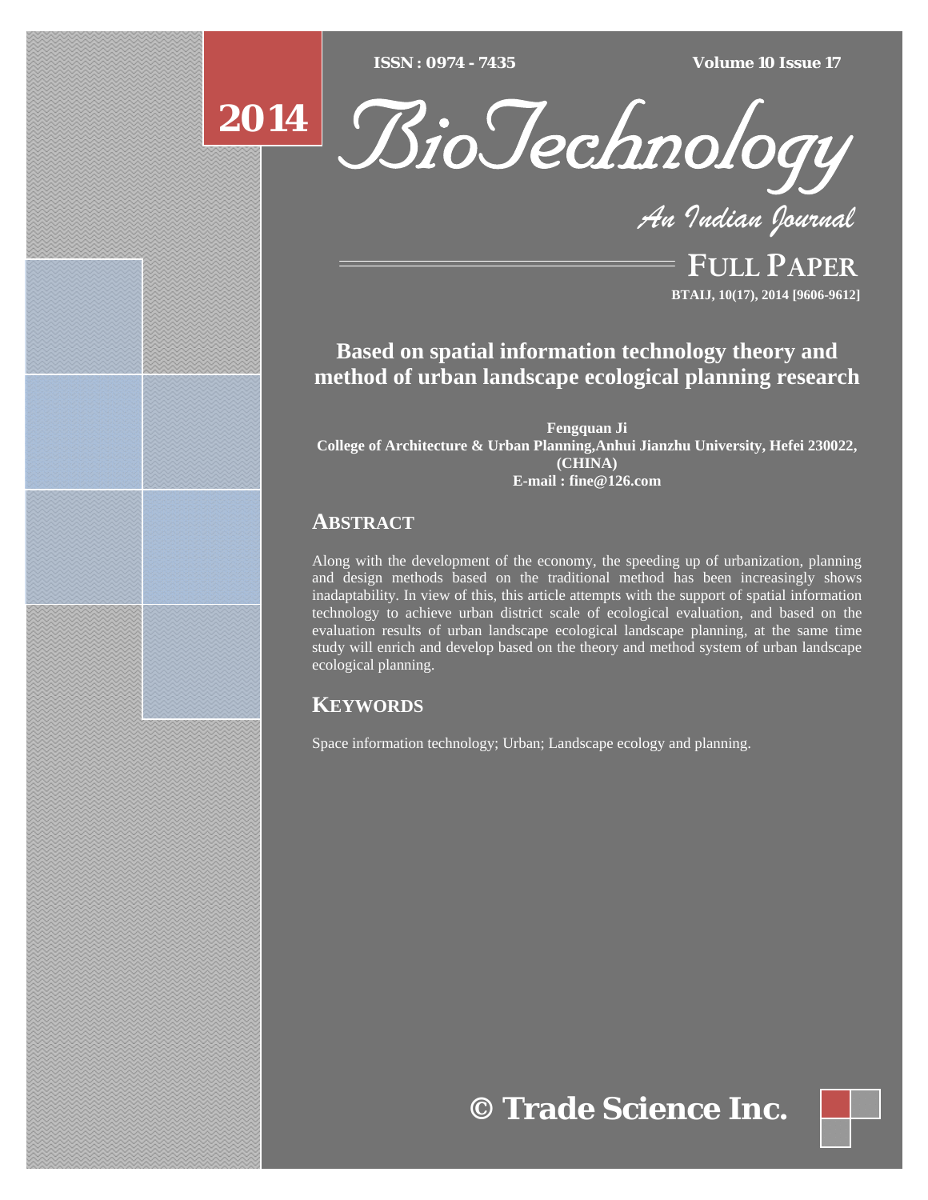# Based on spatial information technology theory and method of urban landscape ecological planning research

**Fengquan Ji**
**College of Architecture & Urban Planning,Anhui Jianzhu University, Hefei 230022, (CHINA)**
**E-mail : fine@126.com**

## ABSTRACT

Along with the development of the economy, the speeding up of urbanization, planning and design methods based on the traditional method has been increasingly shows inadaptability. In view of this, this article attempts with the support of spatial information technology to achieve urban district scale of ecological evaluation, and based on the evaluation results of urban landscape ecological landscape planning, at the same time study will enrich and develop based on the theory and method system of urban landscape ecological planning.

## KEYWORDS

Space information technology; Urban; Landscape ecology and planning.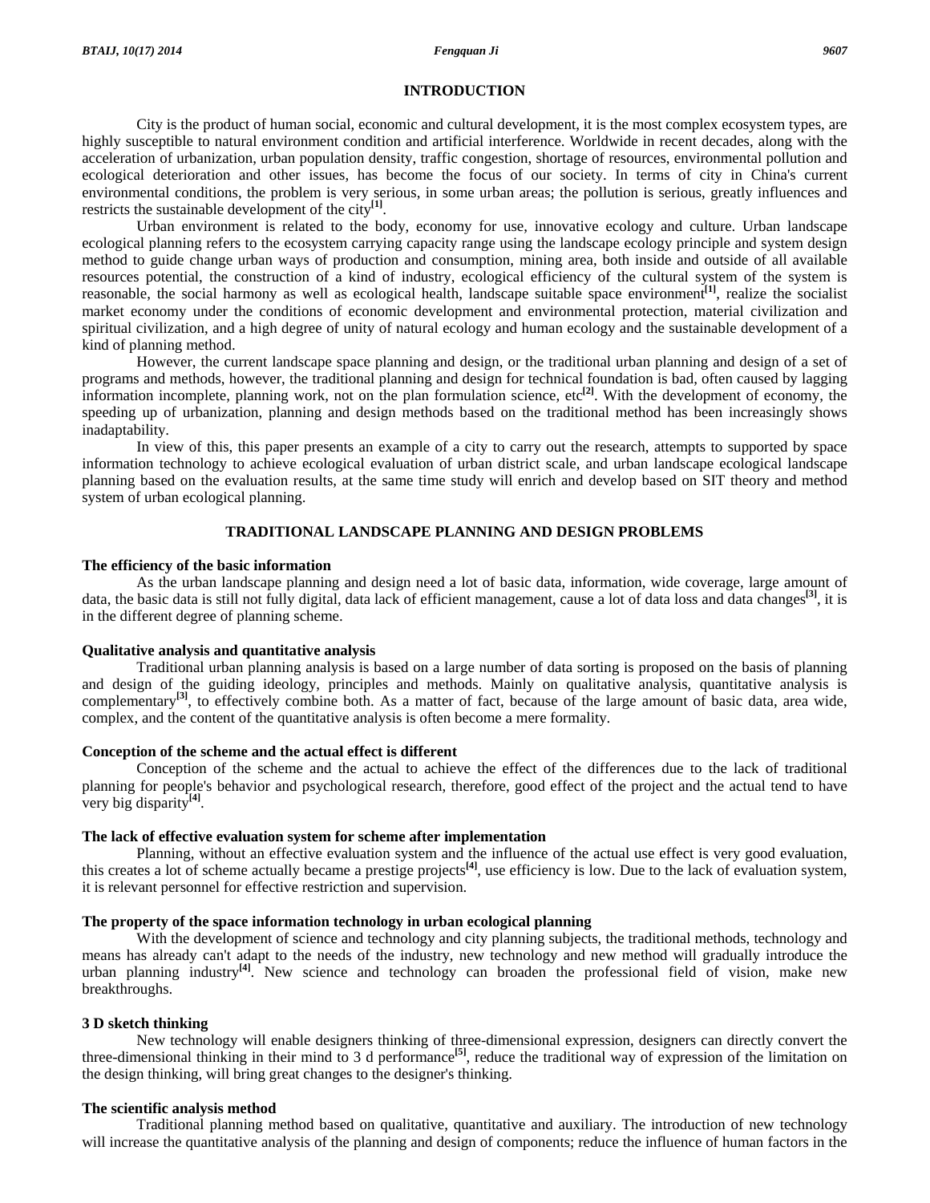## INTRODUCTION

City is the product of human social, economic and cultural development, it is the most complex ecosystem types, are highly susceptible to natural environment condition and artificial interference. Worldwide in recent decades, along with the acceleration of urbanization, urban population density, traffic congestion, shortage of resources, environmental pollution and ecological deterioration and other issues, has become the focus of our society. In terms of city in China's current environmental conditions, the problem is very serious, in some urban areas; the pollution is serious, greatly influences and restricts the sustainable development of the city[1].

Urban environment is related to the body, economy for use, innovative ecology and culture. Urban landscape ecological planning refers to the ecosystem carrying capacity range using the landscape ecology principle and system design method to guide change urban ways of production and consumption, mining area, both inside and outside of all available resources potential, the construction of a kind of industry, ecological efficiency of the cultural system of the system is reasonable, the social harmony as well as ecological health, landscape suitable space environment[1], realize the socialist market economy under the conditions of economic development and environmental protection, material civilization and spiritual civilization, and a high degree of unity of natural ecology and human ecology and the sustainable development of a kind of planning method.

However, the current landscape space planning and design, or the traditional urban planning and design of a set of programs and methods, however, the traditional planning and design for technical foundation is bad, often caused by lagging information incomplete, planning work, not on the plan formulation science, etc[2]. With the development of economy, the speeding up of urbanization, planning and design methods based on the traditional method has been increasingly shows inadaptability.

In view of this, this paper presents an example of a city to carry out the research, attempts to supported by space information technology to achieve ecological evaluation of urban district scale, and urban landscape ecological landscape planning based on the evaluation results, at the same time study will enrich and develop based on SIT theory and method system of urban ecological planning.

## TRADITIONAL LANDSCAPE PLANNING AND DESIGN PROBLEMS

### The efficiency of the basic information

As the urban landscape planning and design need a lot of basic data, information, wide coverage, large amount of data, the basic data is still not fully digital, data lack of efficient management, cause a lot of data loss and data changes[3], it is in the different degree of planning scheme.

### Qualitative analysis and quantitative analysis

Traditional urban planning analysis is based on a large number of data sorting is proposed on the basis of planning and design of the guiding ideology, principles and methods. Mainly on qualitative analysis, quantitative analysis is complementary[3], to effectively combine both. As a matter of fact, because of the large amount of basic data, area wide, complex, and the content of the quantitative analysis is often become a mere formality.

### Conception of the scheme and the actual effect is different

Conception of the scheme and the actual to achieve the effect of the differences due to the lack of traditional planning for people's behavior and psychological research, therefore, good effect of the project and the actual tend to have very big disparity[4].

### The lack of effective evaluation system for scheme after implementation

Planning, without an effective evaluation system and the influence of the actual use effect is very good evaluation, this creates a lot of scheme actually became a prestige projects[4], use efficiency is low. Due to the lack of evaluation system, it is relevant personnel for effective restriction and supervision.

### The property of the space information technology in urban ecological planning

With the development of science and technology and city planning subjects, the traditional methods, technology and means has already can't adapt to the needs of the industry, new technology and new method will gradually introduce the urban planning industry[4]. New science and technology can broaden the professional field of vision, make new breakthroughs.

### 3 D sketch thinking

New technology will enable designers thinking of three-dimensional expression, designers can directly convert the three-dimensional thinking in their mind to 3 d performance[5], reduce the traditional way of expression of the limitation on the design thinking, will bring great changes to the designer's thinking.

### The scientific analysis method

Traditional planning method based on qualitative, quantitative and auxiliary. The introduction of new technology will increase the quantitative analysis of the planning and design of components; reduce the influence of human factors in the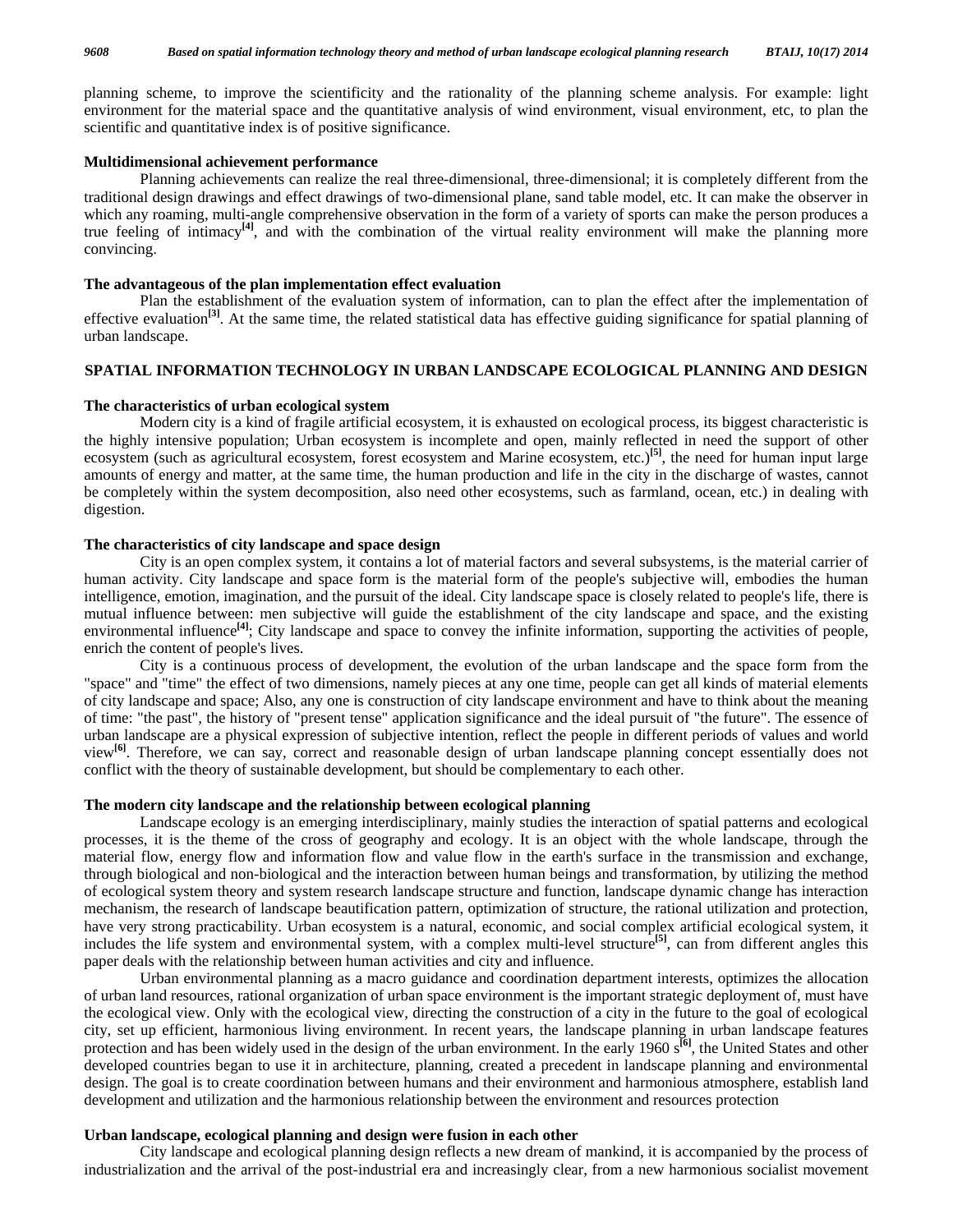planning scheme, to improve the scientificity and the rationality of the planning scheme analysis. For example: light environment for the material space and the quantitative analysis of wind environment, visual environment, etc, to plan the scientific and quantitative index is of positive significance.

### Multidimensional achievement performance

Planning achievements can realize the real three-dimensional, three-dimensional; it is completely different from the traditional design drawings and effect drawings of two-dimensional plane, sand table model, etc. It can make the observer in which any roaming, multi-angle comprehensive observation in the form of a variety of sports can make the person produces a true feeling of intimacy[4], and with the combination of the virtual reality environment will make the planning more convincing.

### The advantageous of the plan implementation effect evaluation

Plan the establishment of the evaluation system of information, can to plan the effect after the implementation of effective evaluation[3]. At the same time, the related statistical data has effective guiding significance for spatial planning of urban landscape.

## SPATIAL INFORMATION TECHNOLOGY IN URBAN LANDSCAPE ECOLOGICAL PLANNING AND DESIGN

### The characteristics of urban ecological system

Modern city is a kind of fragile artificial ecosystem, it is exhausted on ecological process, its biggest characteristic is the highly intensive population; Urban ecosystem is incomplete and open, mainly reflected in need the support of other ecosystem (such as agricultural ecosystem, forest ecosystem and Marine ecosystem, etc.)[5], the need for human input large amounts of energy and matter, at the same time, the human production and life in the city in the discharge of wastes, cannot be completely within the system decomposition, also need other ecosystems, such as farmland, ocean, etc.) in dealing with digestion.

### The characteristics of city landscape and space design

City is an open complex system, it contains a lot of material factors and several subsystems, is the material carrier of human activity. City landscape and space form is the material form of the people's subjective will, embodies the human intelligence, emotion, imagination, and the pursuit of the ideal. City landscape space is closely related to people's life, there is mutual influence between: men subjective will guide the establishment of the city landscape and space, and the existing environmental influence[4]; City landscape and space to convey the infinite information, supporting the activities of people, enrich the content of people's lives.

City is a continuous process of development, the evolution of the urban landscape and the space form from the "space" and "time" the effect of two dimensions, namely pieces at any one time, people can get all kinds of material elements of city landscape and space; Also, any one is construction of city landscape environment and have to think about the meaning of time: "the past", the history of "present tense" application significance and the ideal pursuit of "the future". The essence of urban landscape are a physical expression of subjective intention, reflect the people in different periods of values and world view[6]. Therefore, we can say, correct and reasonable design of urban landscape planning concept essentially does not conflict with the theory of sustainable development, but should be complementary to each other.

### The modern city landscape and the relationship between ecological planning

Landscape ecology is an emerging interdisciplinary, mainly studies the interaction of spatial patterns and ecological processes, it is the theme of the cross of geography and ecology. It is an object with the whole landscape, through the material flow, energy flow and information flow and value flow in the earth's surface in the transmission and exchange, through biological and non-biological and the interaction between human beings and transformation, by utilizing the method of ecological system theory and system research landscape structure and function, landscape dynamic change has interaction mechanism, the research of landscape beautification pattern, optimization of structure, the rational utilization and protection, have very strong practicability. Urban ecosystem is a natural, economic, and social complex artificial ecological system, it includes the life system and environmental system, with a complex multi-level structure[5], can from different angles this paper deals with the relationship between human activities and city and influence.

Urban environmental planning as a macro guidance and coordination department interests, optimizes the allocation of urban land resources, rational organization of urban space environment is the important strategic deployment of, must have the ecological view. Only with the ecological view, directing the construction of a city in the future to the goal of ecological city, set up efficient, harmonious living environment. In recent years, the landscape planning in urban landscape features protection and has been widely used in the design of the urban environment. In the early 1960 s[6], the United States and other developed countries began to use it in architecture, planning, created a precedent in landscape planning and environmental design. The goal is to create coordination between humans and their environment and harmonious atmosphere, establish land development and utilization and the harmonious relationship between the environment and resources protection

### Urban landscape, ecological planning and design were fusion in each other

City landscape and ecological planning design reflects a new dream of mankind, it is accompanied by the process of industrialization and the arrival of the post-industrial era and increasingly clear, from a new harmonious socialist movement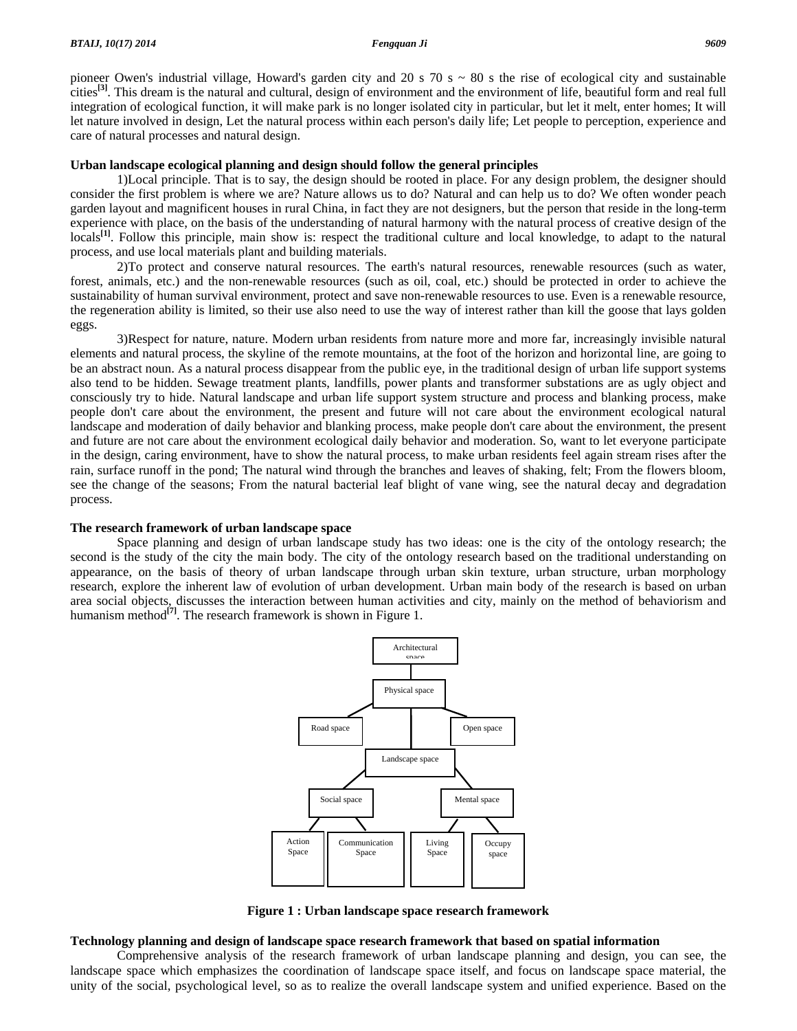pioneer Owen's industrial village, Howard's garden city and 20 s 70 s ~ 80 s the rise of ecological city and sustainable cities[3]. This dream is the natural and cultural, design of environment and the environment of life, beautiful form and real full integration of ecological function, it will make park is no longer isolated city in particular, but let it melt, enter homes; It will let nature involved in design, Let the natural process within each person's daily life; Let people to perception, experience and care of natural processes and natural design.

**Urban landscape ecological planning and design should follow the general principles**

1)Local principle. That is to say, the design should be rooted in place. For any design problem, the designer should consider the first problem is where we are? Nature allows us to do? Natural and can help us to do? We often wonder peach garden layout and magnificent houses in rural China, in fact they are not designers, but the person that reside in the long-term experience with place, on the basis of the understanding of natural harmony with the natural process of creative design of the locals[1]. Follow this principle, main show is: respect the traditional culture and local knowledge, to adapt to the natural process, and use local materials plant and building materials.

2)To protect and conserve natural resources. The earth's natural resources, renewable resources (such as water, forest, animals, etc.) and the non-renewable resources (such as oil, coal, etc.) should be protected in order to achieve the sustainability of human survival environment, protect and save non-renewable resources to use. Even is a renewable resource, the regeneration ability is limited, so their use also need to use the way of interest rather than kill the goose that lays golden eggs.

3)Respect for nature, nature. Modern urban residents from nature more and more far, increasingly invisible natural elements and natural process, the skyline of the remote mountains, at the foot of the horizon and horizontal line, are going to be an abstract noun. As a natural process disappear from the public eye, in the traditional design of urban life support systems also tend to be hidden. Sewage treatment plants, landfills, power plants and transformer substations are as ugly object and consciously try to hide. Natural landscape and urban life support system structure and process and blanking process, make people don't care about the environment, the present and future will not care about the environment ecological natural landscape and moderation of daily behavior and blanking process, make people don't care about the environment, the present and future are not care about the environment ecological daily behavior and moderation. So, want to let everyone participate in the design, caring environment, have to show the natural process, to make urban residents feel again stream rises after the rain, surface runoff in the pond; The natural wind through the branches and leaves of shaking, felt; From the flowers bloom, see the change of the seasons; From the natural bacterial leaf blight of vane wing, see the natural decay and degradation process.

**The research framework of urban landscape space**

Space planning and design of urban landscape study has two ideas: one is the city of the ontology research; the second is the study of the city the main body. The city of the ontology research based on the traditional understanding on appearance, on the basis of theory of urban landscape through urban skin texture, urban structure, urban morphology research, explore the inherent law of evolution of urban development. Urban main body of the research is based on urban area social objects, discusses the interaction between human activities and city, mainly on the method of behaviorism and humanism method[7]. The research framework is shown in Figure 1.

Architectural space

Physical space

Road space | Open space

Landscape space

Social space | Mental space

Action Space | Communication Space | Living Space | Occupy space

**Figure 1 : Urban landscape space research framework**

**Technology planning and design of landscape space research framework that based on spatial information**

Comprehensive analysis of the research framework of urban landscape planning and design, you can see, the landscape space which emphasizes the coordination of landscape space itself, and focus on landscape space material, the unity of the social, psychological level, so as to realize the overall landscape system and unified experience. Based on the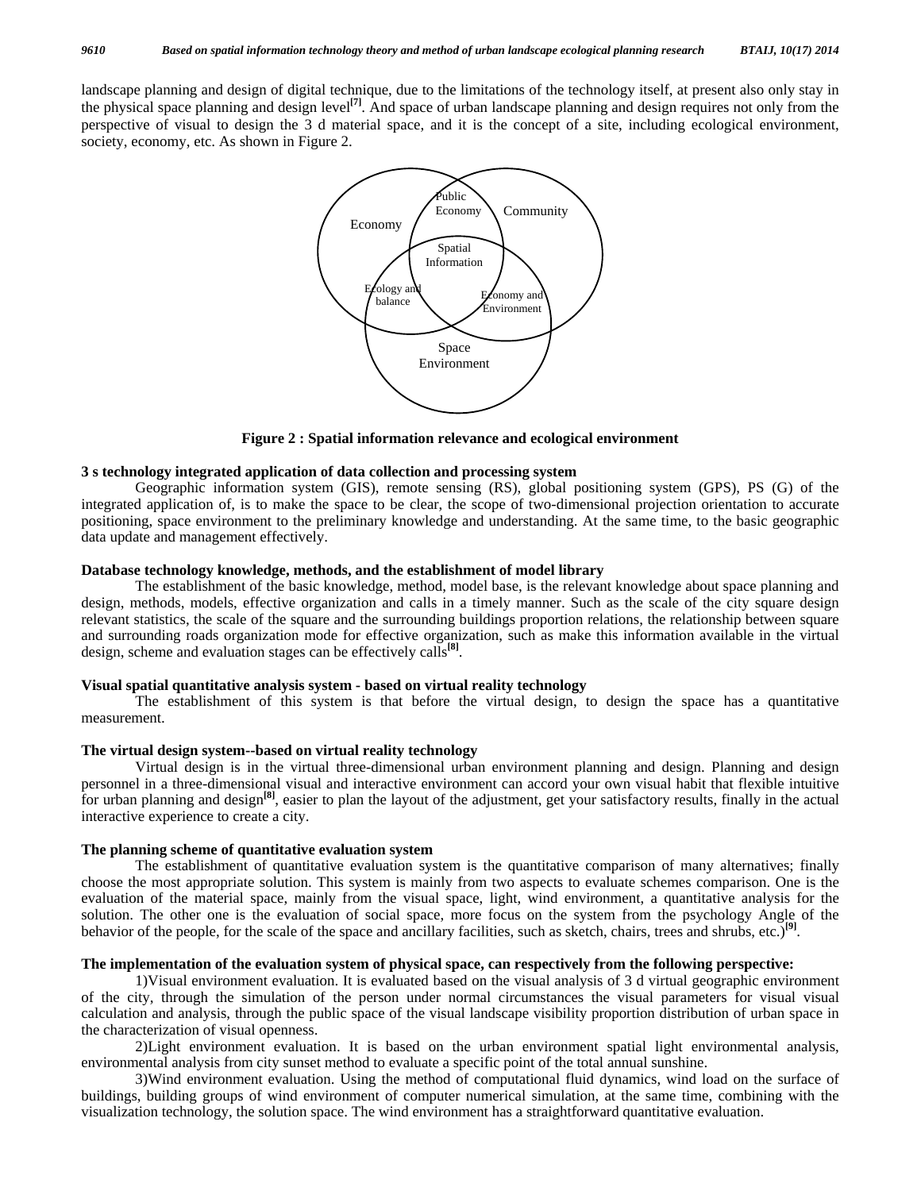landscape planning and design of digital technique, due to the limitations of the technology itself, at present also only stay in the physical space planning and design level[7]. And space of urban landscape planning and design requires not only from the perspective of visual to design the 3 d material space, and it is the concept of a site, including ecological environment, society, economy, etc. As shown in Figure 2.

Economy

Public Economy

Community

Spatial Information

Ecology and balance

Economy and Environment

Space Environment

**Figure 2 : Spatial information relevance and ecological environment**

**3 s technology integrated application of data collection and processing system**

Geographic information system (GIS), remote sensing (RS), global positioning system (GPS), PS (G) of the integrated application of, is to make the space to be clear, the scope of two-dimensional projection orientation to accurate positioning, space environment to the preliminary knowledge and understanding. At the same time, to the basic geographic data update and management effectively.

**Database technology knowledge, methods, and the establishment of model library**

The establishment of the basic knowledge, method, model base, is the relevant knowledge about space planning and design, methods, models, effective organization and calls in a timely manner. Such as the scale of the city square design relevant statistics, the scale of the square and the surrounding buildings proportion relations, the relationship between square and surrounding roads organization mode for effective organization, such as make this information available in the virtual design, scheme and evaluation stages can be effectively calls[8].

**Visual spatial quantitative analysis system - based on virtual reality technology**

The establishment of this system is that before the virtual design, to design the space has a quantitative measurement.

**The virtual design system--based on virtual reality technology**

Virtual design is in the virtual three-dimensional urban environment planning and design. Planning and design personnel in a three-dimensional visual and interactive environment can accord your own visual habit that flexible intuitive for urban planning and design[8], easier to plan the layout of the adjustment, get your satisfactory results, finally in the actual interactive experience to create a city.

**The planning scheme of quantitative evaluation system**

The establishment of quantitative evaluation system is the quantitative comparison of many alternatives; finally choose the most appropriate solution. This system is mainly from two aspects to evaluate schemes comparison. One is the evaluation of the material space, mainly from the visual space, light, wind environment, a quantitative analysis for the solution. The other one is the evaluation of social space, more focus on the system from the psychology Angle of the behavior of the people, for the scale of the space and ancillary facilities, such as sketch, chairs, trees and shrubs, etc.)[9].

**The implementation of the evaluation system of physical space, can respectively from the following perspective:**

1)Visual environment evaluation. It is evaluated based on the visual analysis of 3 d virtual geographic environment of the city, through the simulation of the person under normal circumstances the visual parameters for visual visual calculation and analysis, through the public space of the visual landscape visibility proportion distribution of urban space in the characterization of visual openness.

2)Light environment evaluation. It is based on the urban environment spatial light environmental analysis, environmental analysis from city sunset method to evaluate a specific point of the total annual sunshine.

3)Wind environment evaluation. Using the method of computational fluid dynamics, wind load on the surface of buildings, building groups of wind environment of computer numerical simulation, at the same time, combining with the visualization technology, the solution space. The wind environment has a straightforward quantitative evaluation.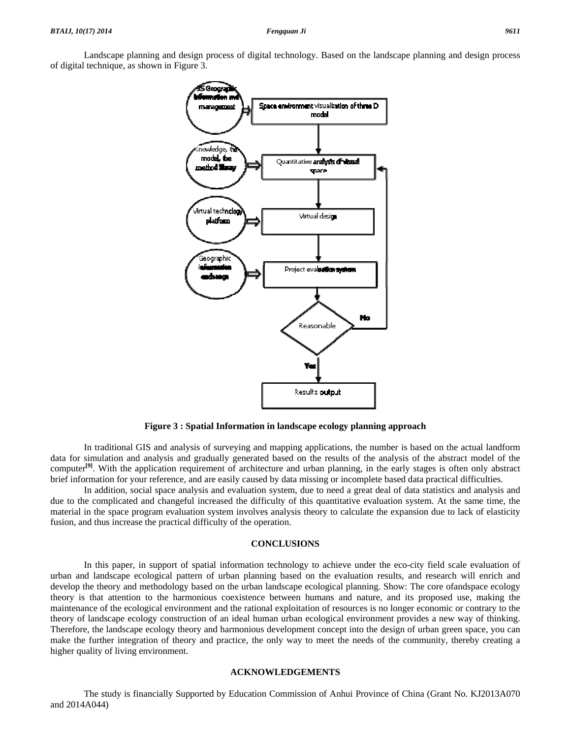Landscape planning and design process of digital technology. Based on the landscape planning and design process of digital technique, as shown in Figure 3.

**Figure 3 : Spatial Information in landscape ecology planning approach**

In traditional GIS and analysis of surveying and mapping applications, the number is based on the actual landform data for simulation and analysis and gradually generated based on the results of the analysis of the abstract model of the computer[9]. With the application requirement of architecture and urban planning, in the early stages is often only abstract brief information for your reference, and are easily caused by data missing or incomplete based data practical difficulties.

In addition, social space analysis and evaluation system, due to need a great deal of data statistics and analysis and due to the complicated and changeful increased the difficulty of this quantitative evaluation system. At the same time, the material in the space program evaluation system involves analysis theory to calculate the expansion due to lack of elasticity fusion, and thus increase the practical difficulty of the operation.

## CONCLUSIONS

In this paper, in support of spatial information technology to achieve under the eco-city field scale evaluation of urban and landscape ecological pattern of urban planning based on the evaluation results, and research will enrich and develop the theory and methodology based on the urban landscape ecological planning. Show: The core ofandspace ecology theory is that attention to the harmonious coexistence between humans and nature, and its proposed use, making the maintenance of the ecological environment and the rational exploitation of resources is no longer economic or contrary to the theory of landscape ecology construction of an ideal human urban ecological environment provides a new way of thinking. Therefore, the landscape ecology theory and harmonious development concept into the design of urban green space, you can make the further integration of theory and practice, the only way to meet the needs of the community, thereby creating a higher quality of living environment.

## ACKNOWLEDGEMENTS

The study is financially Supported by Education Commission of Anhui Province of China (Grant No. KJ2013A070 and 2014A044)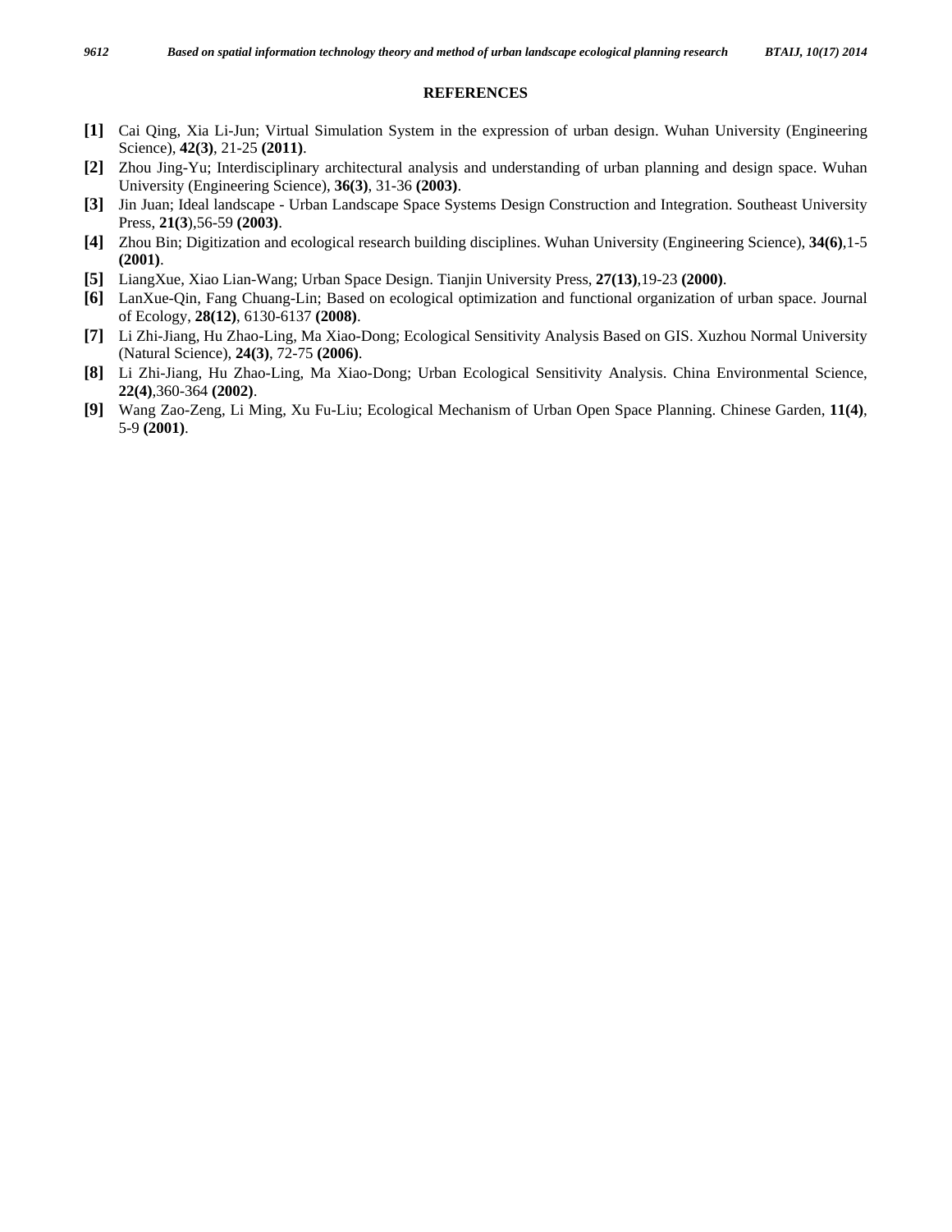## REFERENCES

**[1]** Cai Qing, Xia Li-Jun; Virtual Simulation System in the expression of urban design. Wuhan University (Engineering Science), **42(3)**, 21-25 **(2011)**.

**[2]** Zhou Jing-Yu; Interdisciplinary architectural analysis and understanding of urban planning and design space. Wuhan University (Engineering Science), **36(3)**, 31-36 **(2003)**.

**[3]** Jin Juan; Ideal landscape - Urban Landscape Space Systems Design Construction and Integration. Southeast University Press, **21(3**),56-59 **(2003)**.

**[4]** Zhou Bin; Digitization and ecological research building disciplines. Wuhan University (Engineering Science), **34(6)**,1-5 **(2001)**.

**[5]** LiangXue, Xiao Lian-Wang; Urban Space Design. Tianjin University Press, **27(13)**,19-23 **(2000)**.

**[6]** LanXue-Qin, Fang Chuang-Lin; Based on ecological optimization and functional organization of urban space. Journal of Ecology, **28(12)**, 6130-6137 **(2008)**.

**[7]** Li Zhi-Jiang, Hu Zhao-Ling, Ma Xiao-Dong; Ecological Sensitivity Analysis Based on GIS. Xuzhou Normal University (Natural Science), **24(3)**, 72-75 **(2006)**.

**[8]** Li Zhi-Jiang, Hu Zhao-Ling, Ma Xiao-Dong; Urban Ecological Sensitivity Analysis. China Environmental Science, **22(4)**,360-364 **(2002)**.

**[9]** Wang Zao-Zeng, Li Ming, Xu Fu-Liu; Ecological Mechanism of Urban Open Space Planning. Chinese Garden, **11(4)**, 5-9 **(2001)**.